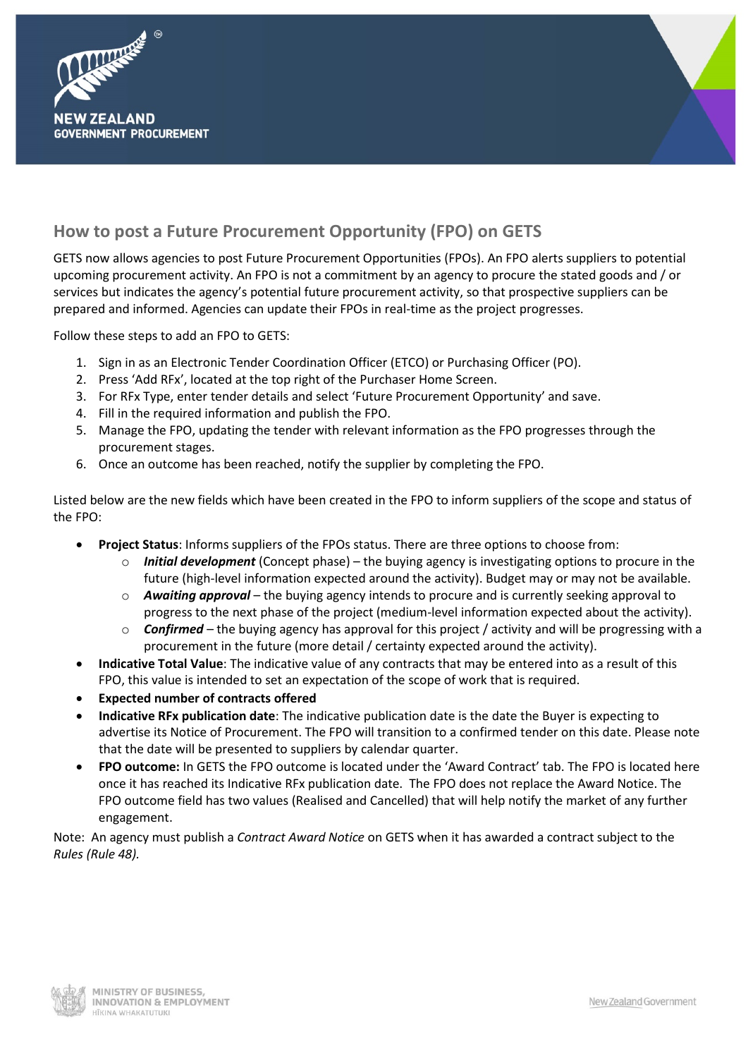# How to post a Future Procurement Opportunity (FPO) on GETS

GETS now allows agencies to post Future Procurement Opportunities (FPOs). An FPO alerts suppliers to potential upcoming procurement activity. An FPO is not a commitment by an agency to procure the stated goods and / or services but indicates the agency's potential future procurement activity, so that prospective suppliers can be prepared and informed. Agencies can update their FPOs in real-time as the project progresses.

Follow these steps to add an FPO to GETS:

1. Sign in as an Electronic Tender Coordination Officer (ETCO) or Purchasing Officer (PO).
2. Press 'Add RFx', located at the top right of the Purchaser Home Screen.
3. For RFx Type, enter tender details and select 'Future Procurement Opportunity' and save.
4. Fill in the required information and publish the FPO.
5. Manage the FPO, updating the tender with relevant information as the FPO progresses through the procurement stages.
6. Once an outcome has been reached, notify the supplier by completing the FPO.

Listed below are the new fields which have been created in the FPO to inform suppliers of the scope and status of the FPO:

- **Project Status**: Informs suppliers of the FPOs status. There are three options to choose from:
    - ***Initial development*** (Concept phase) – the buying agency is investigating options to procure in the future (high-level information expected around the activity). Budget may or may not be available.
    - ***Awaiting approval*** – the buying agency intends to procure and is currently seeking approval to progress to the next phase of the project (medium-level information expected about the activity).
    - ***Confirmed*** – the buying agency has approval for this project / activity and will be progressing with a procurement in the future (more detail / certainty expected around the activity).
- **Indicative Total Value**: The indicative value of any contracts that may be entered into as a result of this FPO, this value is intended to set an expectation of the scope of work that is required.
- **Expected number of contracts offered**
- **Indicative RFx publication date**: The indicative publication date is the date the Buyer is expecting to advertise its Notice of Procurement. The FPO will transition to a confirmed tender on this date. Please note that the date will be presented to suppliers by calendar quarter.
- **FPO outcome:** In GETS the FPO outcome is located under the 'Award Contract' tab. The FPO is located here once it has reached its Indicative RFx publication date. The FPO does not replace the Award Notice. The FPO outcome field has two values (Realised and Cancelled) that will help notify the market of any further engagement.

Note: An agency must publish a *Contract Award Notice* on GETS when it has awarded a contract subject to the *Rules (Rule 48).*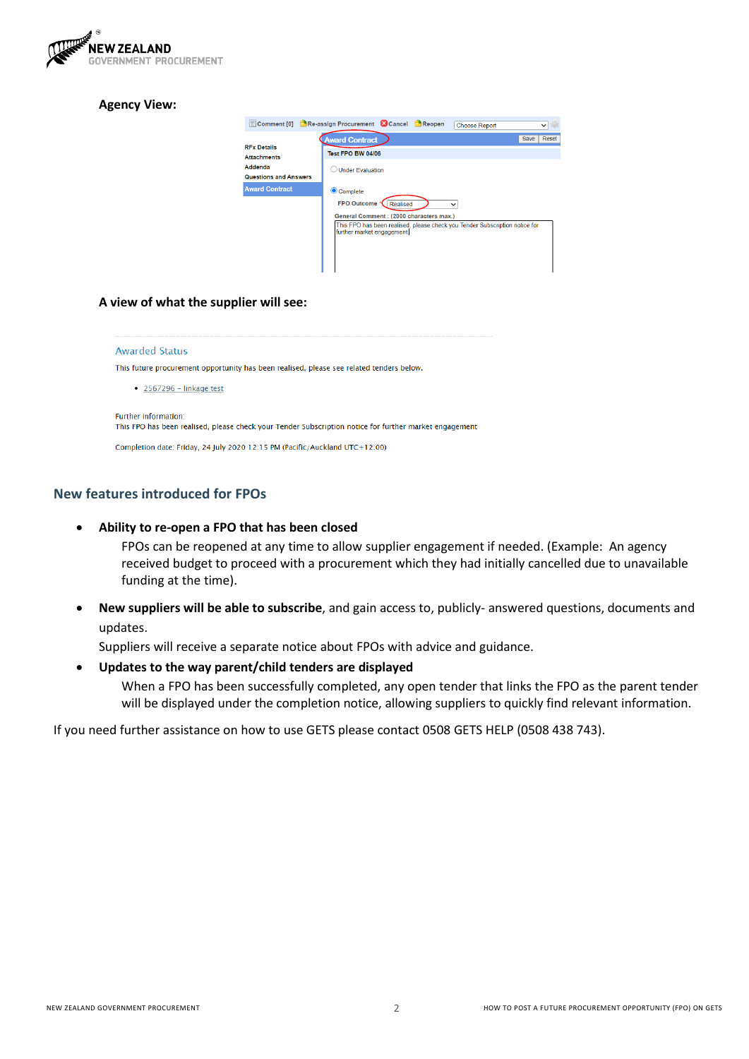**Agency View:**

**A view of what the supplier will see:**

## New features introduced for FPOs

- **Ability to re-open a FPO that has been closed**

  FPOs can be reopened at any time to allow supplier engagement if needed. (Example: An agency received budget to proceed with a procurement which they had initially cancelled due to unavailable funding at the time).

- **New suppliers will be able to subscribe**, and gain access to, publicly- answered questions, documents and updates.

  Suppliers will receive a separate notice about FPOs with advice and guidance.

- **Updates to the way parent/child tenders are displayed**

  When a FPO has been successfully completed, any open tender that links the FPO as the parent tender will be displayed under the completion notice, allowing suppliers to quickly find relevant information.

If you need further assistance on how to use GETS please contact 0508 GETS HELP (0508 438 743).